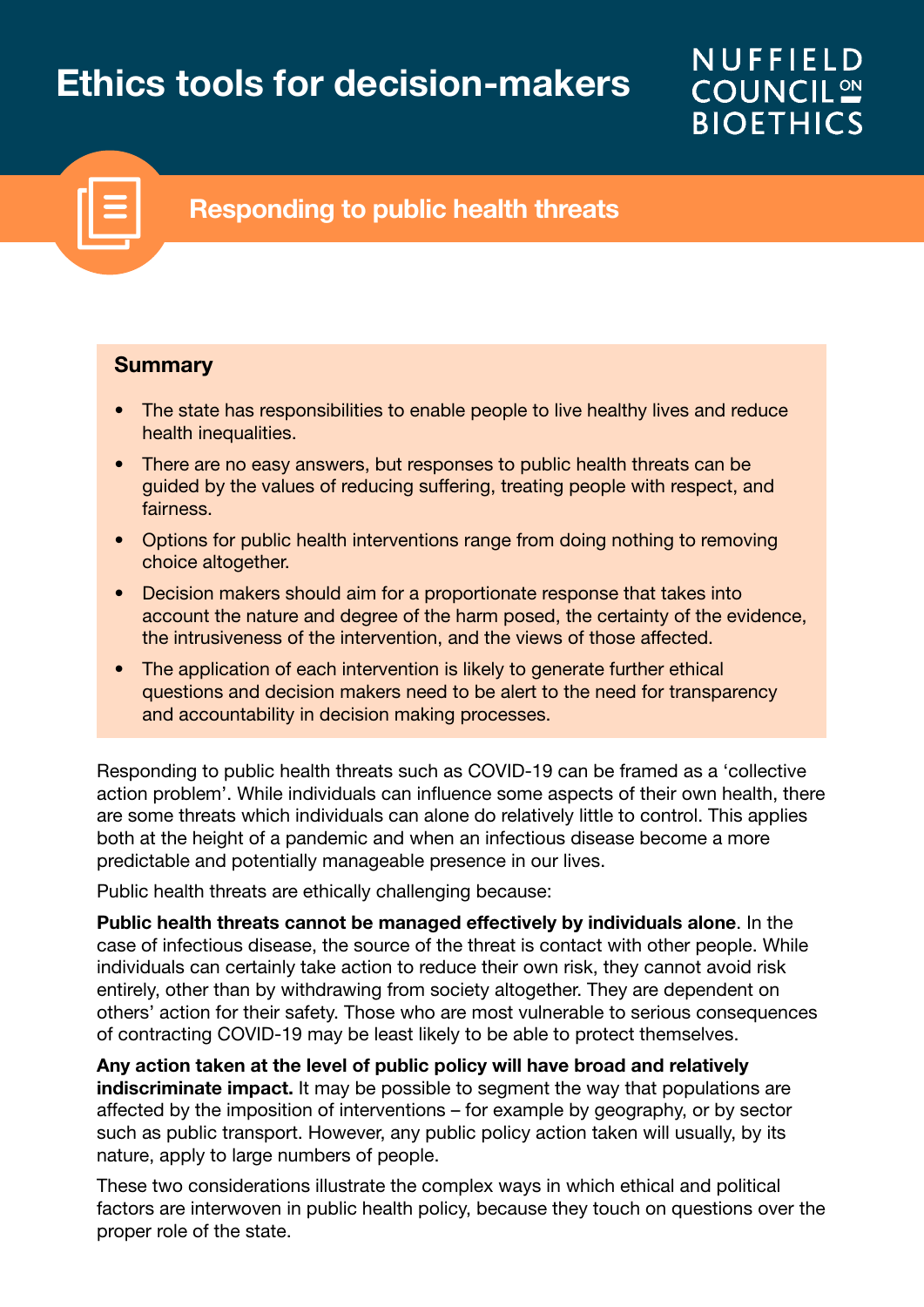# Ethics tools for decision-makers

NUFFIELD COUNCIL ON BIOETHICS

## Responding to public health threats

### Summary

- The state has responsibilities to enable people to live healthy lives and reduce health inequalities.
- There are no easy answers, but responses to public health threats can be guided by the values of reducing suffering, treating people with respect, and fairness.
- Options for public health interventions range from doing nothing to removing choice altogether.
- Decision makers should aim for a proportionate response that takes into account the nature and degree of the harm posed, the certainty of the evidence, the intrusiveness of the intervention, and the views of those affected.
- The application of each intervention is likely to generate further ethical questions and decision makers need to be alert to the need for transparency and accountability in decision making processes.

Responding to public health threats such as COVID-19 can be framed as a 'collective action problem'. While individuals can influence some aspects of their own health, there are some threats which individuals can alone do relatively little to control. This applies both at the height of a pandemic and when an infectious disease become a more predictable and potentially manageable presence in our lives.

Public health threats are ethically challenging because:

**Public health threats cannot be managed effectively by individuals alone**. In the case of infectious disease, the source of the threat is contact with other people. While individuals can certainly take action to reduce their own risk, they cannot avoid risk entirely, other than by withdrawing from society altogether. They are dependent on others' action for their safety. Those who are most vulnerable to serious consequences of contracting COVID-19 may be least likely to be able to protect themselves.

**Any action taken at the level of public policy will have broad and relatively indiscriminate impact.** It may be possible to segment the way that populations are affected by the imposition of interventions – for example by geography, or by sector such as public transport. However, any public policy action taken will usually, by its nature, apply to large numbers of people.

These two considerations illustrate the complex ways in which ethical and political factors are interwoven in public health policy, because they touch on questions over the proper role of the state.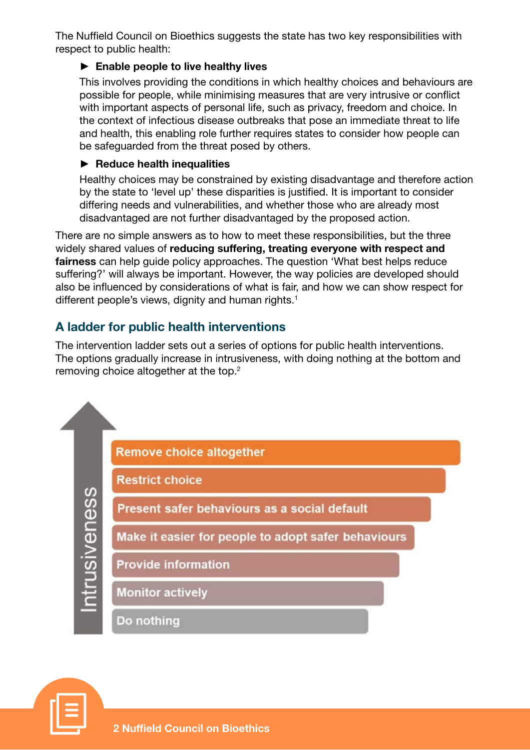The Nuffield Council on Bioethics suggests the state has two key responsibilities with respect to public health:

- **Enable people to live healthy lives**

  This involves providing the conditions in which healthy choices and behaviours are possible for people, while minimising measures that are very intrusive or conflict with important aspects of personal life, such as privacy, freedom and choice. In the context of infectious disease outbreaks that pose an immediate threat to life and health, this enabling role further requires states to consider how people can be safeguarded from the threat posed by others.

- **Reduce health inequalities**

  Healthy choices may be constrained by existing disadvantage and therefore action by the state to 'level up' these disparities is justified. It is important to consider differing needs and vulnerabilities, and whether those who are already most disadvantaged are not further disadvantaged by the proposed action.

There are no simple answers as to how to meet these responsibilities, but the three widely shared values of **reducing suffering, treating everyone with respect and fairness** can help guide policy approaches. The question 'What best helps reduce suffering?' will always be important. However, the way policies are developed should also be influenced by considerations of what is fair, and how we can show respect for different people's views, dignity and human rights.[1]

## A ladder for public health interventions

The intervention ladder sets out a series of options for public health interventions. The options gradually increase in intrusiveness, with doing nothing at the bottom and removing choice altogether at the top.[2]

Intrusiveness

- Remove choice altogether
- Restrict choice
- Present safer behaviours as a social default
- Make it easier for people to adopt safer behaviours
- Provide information
- Monitor actively
- Do nothing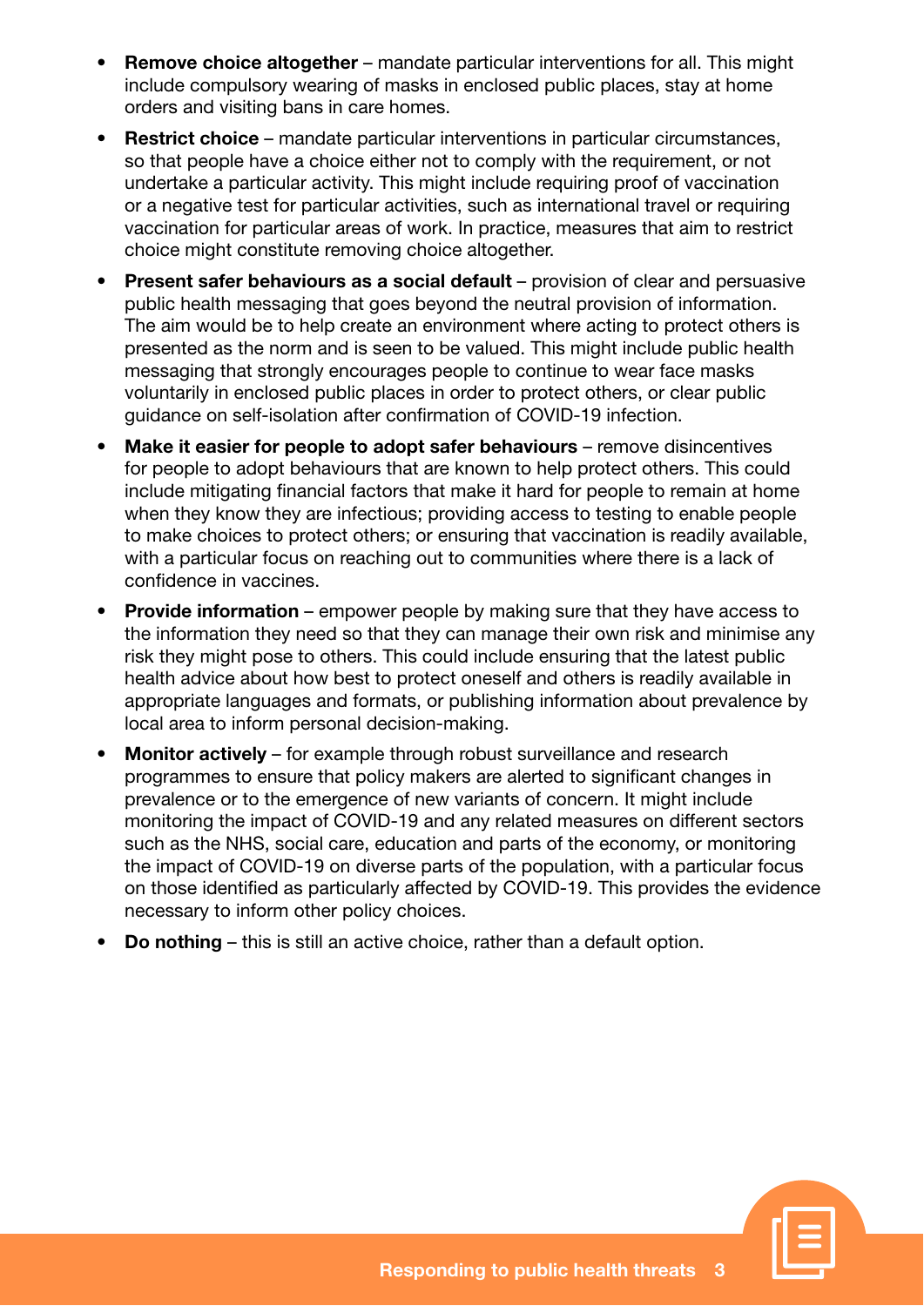- **Remove choice altogether** – mandate particular interventions for all. This might include compulsory wearing of masks in enclosed public places, stay at home orders and visiting bans in care homes.
- **Restrict choice** – mandate particular interventions in particular circumstances, so that people have a choice either not to comply with the requirement, or not undertake a particular activity. This might include requiring proof of vaccination or a negative test for particular activities, such as international travel or requiring vaccination for particular areas of work. In practice, measures that aim to restrict choice might constitute removing choice altogether.
- **Present safer behaviours as a social default** – provision of clear and persuasive public health messaging that goes beyond the neutral provision of information. The aim would be to help create an environment where acting to protect others is presented as the norm and is seen to be valued. This might include public health messaging that strongly encourages people to continue to wear face masks voluntarily in enclosed public places in order to protect others, or clear public guidance on self-isolation after confirmation of COVID-19 infection.
- **Make it easier for people to adopt safer behaviours** – remove disincentives for people to adopt behaviours that are known to help protect others. This could include mitigating financial factors that make it hard for people to remain at home when they know they are infectious; providing access to testing to enable people to make choices to protect others; or ensuring that vaccination is readily available, with a particular focus on reaching out to communities where there is a lack of confidence in vaccines.
- **Provide information** – empower people by making sure that they have access to the information they need so that they can manage their own risk and minimise any risk they might pose to others. This could include ensuring that the latest public health advice about how best to protect oneself and others is readily available in appropriate languages and formats, or publishing information about prevalence by local area to inform personal decision-making.
- **Monitor actively** – for example through robust surveillance and research programmes to ensure that policy makers are alerted to significant changes in prevalence or to the emergence of new variants of concern. It might include monitoring the impact of COVID-19 and any related measures on different sectors such as the NHS, social care, education and parts of the economy, or monitoring the impact of COVID-19 on diverse parts of the population, with a particular focus on those identified as particularly affected by COVID-19. This provides the evidence necessary to inform other policy choices.
- **Do nothing** – this is still an active choice, rather than a default option.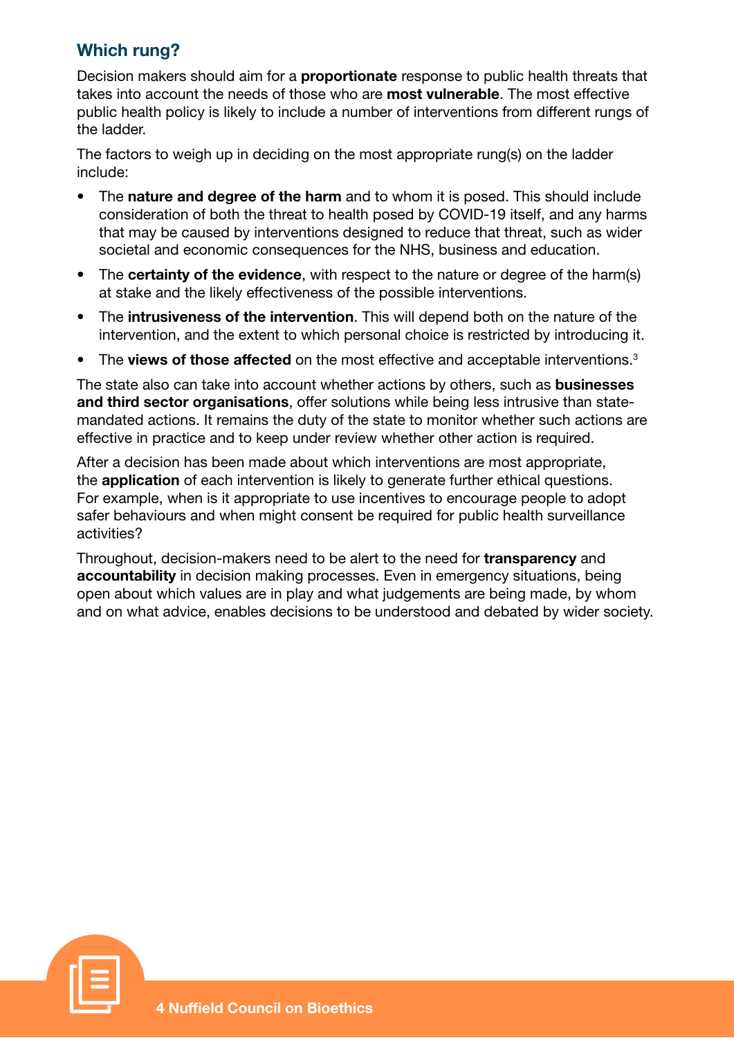## Which rung?

Decision makers should aim for a **proportionate** response to public health threats that takes into account the needs of those who are **most vulnerable**. The most effective public health policy is likely to include a number of interventions from different rungs of the ladder.

The factors to weigh up in deciding on the most appropriate rung(s) on the ladder include:

- The **nature and degree of the harm** and to whom it is posed. This should include consideration of both the threat to health posed by COVID-19 itself, and any harms that may be caused by interventions designed to reduce that threat, such as wider societal and economic consequences for the NHS, business and education.
- The **certainty of the evidence**, with respect to the nature or degree of the harm(s) at stake and the likely effectiveness of the possible interventions.
- The **intrusiveness of the intervention**. This will depend both on the nature of the intervention, and the extent to which personal choice is restricted by introducing it.
- The **views of those affected** on the most effective and acceptable interventions.[3]

The state also can take into account whether actions by others, such as **businesses and third sector organisations**, offer solutions while being less intrusive than state-mandated actions. It remains the duty of the state to monitor whether such actions are effective in practice and to keep under review whether other action is required.

After a decision has been made about which interventions are most appropriate, the **application** of each intervention is likely to generate further ethical questions. For example, when is it appropriate to use incentives to encourage people to adopt safer behaviours and when might consent be required for public health surveillance activities?

Throughout, decision-makers need to be alert to the need for **transparency** and **accountability** in decision making processes. Even in emergency situations, being open about which values are in play and what judgements are being made, by whom and on what advice, enables decisions to be understood and debated by wider society.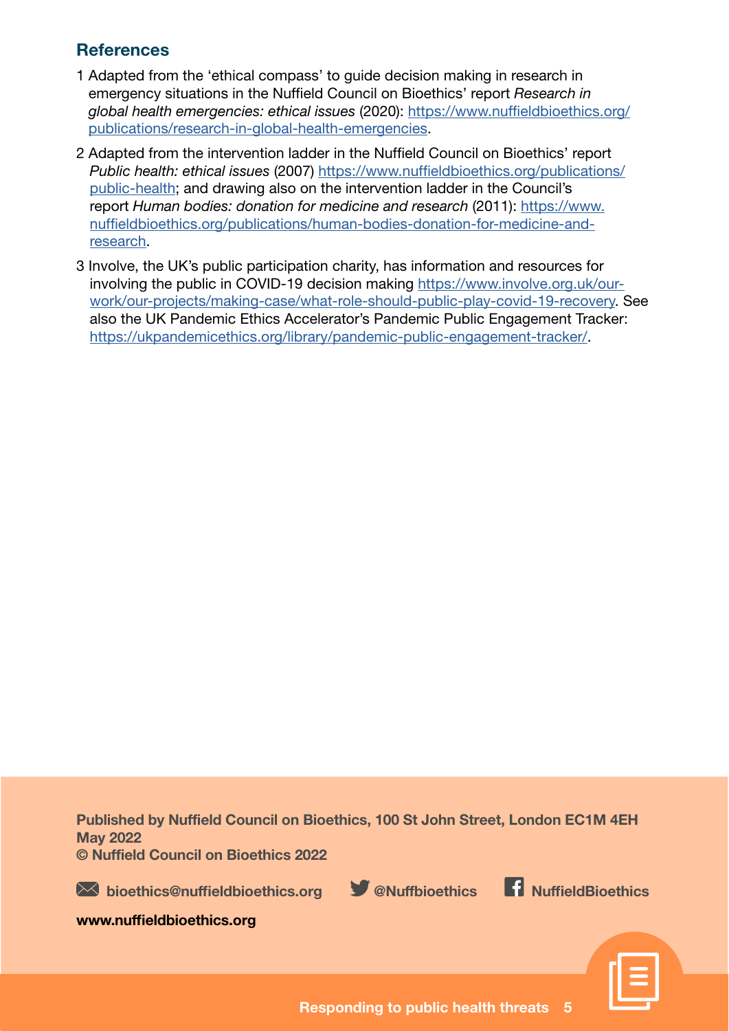## References

1. Adapted from the 'ethical compass' to guide decision making in research in emergency situations in the Nuffield Council on Bioethics' report *Research in global health emergencies: ethical issues* (2020): https://www.nuffieldbioethics.org/publications/research-in-global-health-emergencies.
2. Adapted from the intervention ladder in the Nuffield Council on Bioethics' report *Public health: ethical issues* (2007) https://www.nuffieldbioethics.org/publications/public-health; and drawing also on the intervention ladder in the Council's report *Human bodies: donation for medicine and research* (2011): https://www.nuffieldbioethics.org/publications/human-bodies-donation-for-medicine-and-research.
3. Involve, the UK's public participation charity, has information and resources for involving the public in COVID-19 decision making https://www.involve.org.uk/our-work/our-projects/making-case/what-role-should-public-play-covid-19-recovery. See also the UK Pandemic Ethics Accelerator's Pandemic Public Engagement Tracker: https://ukpandemicethics.org/library/pandemic-public-engagement-tracker/.

**Published by Nuffield Council on Bioethics, 100 St John Street, London EC1M 4EH**
**May 2022**
**© Nuffield Council on Bioethics 2022**

**bioethics@nuffieldbioethics.org** **@Nuffbioethics** **NuffieldBioethics**

**www.nuffieldbioethics.org**